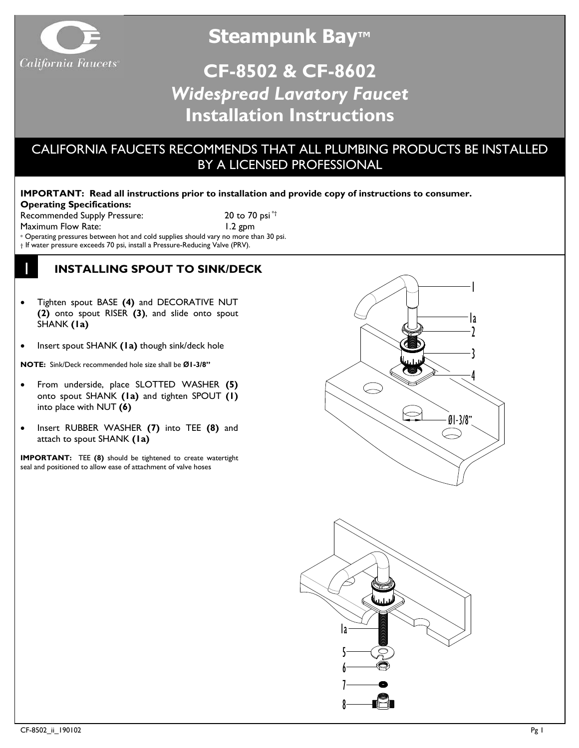# Steampunk Bay™

## CF-8502 & CF-8602

## *Widespread Lavatory Faucet*

## Installation Instructions

CALIFORNIA FAUCETS RECOMMENDS THAT ALL PLUMBING PRODUCTS BE INSTALLED BY A LICENSED PROFESSIONAL

**IMPORTANT: Read all instructions prior to installation and provide copy of instructions to consumer.**

**Operating Specifications:**

Recommended Supply Pressure: 20 to 70 psi *†

Maximum Flow Rate: 1.2 gpm

* Operating pressures between hot and cold supplies should vary no more than 30 psi.

† If water pressure exceeds 70 psi, install a Pressure-Reducing Valve (PRV).

### 1 INSTALLING SPOUT TO SINK/DECK

- Tighten spout BASE **(4)** and DECORATIVE NUT **(2)** onto spout RISER **(3)**, and slide onto spout SHANK **(1a)**
- Insert spout SHANK **(1a)** though sink/deck hole

**NOTE:** Sink/Deck recommended hole size shall be **Ø1-3/8"**

- From underside, place SLOTTED WASHER **(5)** onto spout SHANK **(1a)** and tighten SPOUT **(1)** into place with NUT **(6)**
- Insert RUBBER WASHER **(7)** into TEE **(8)** and attach to spout SHANK **(1a)**

**IMPORTANT:** TEE **(8)** should be tightened to create watertight seal and positioned to allow ease of attachment of valve hoses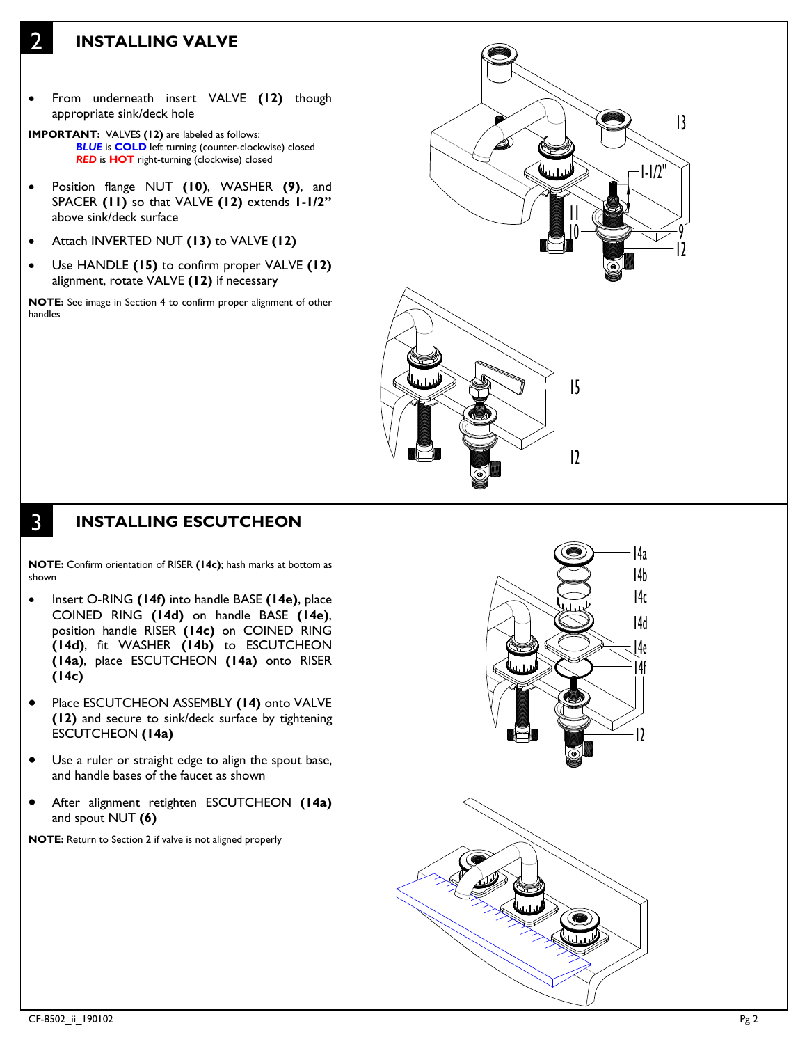## 2 INSTALLING VALVE

- From underneath insert VALVE **(12)** though appropriate sink/deck hole

**IMPORTANT:** VALVES **(12)** are labeled as follows:
***BLUE*** is **COLD** left turning (counter-clockwise) closed
***RED*** is **HOT** right-turning (clockwise) closed

- Position flange NUT **(10)**, WASHER **(9)**, and SPACER **(11)** so that VALVE **(12)** extends **1-1/2"** above sink/deck surface
- Attach INVERTED NUT **(13)** to VALVE **(12)**
- Use HANDLE **(15)** to confirm proper VALVE **(12)** alignment, rotate VALVE **(12)** if necessary

**NOTE:** See image in Section 4 to confirm proper alignment of other handles

## 3 INSTALLING ESCUTCHEON

**NOTE:** Confirm orientation of RISER **(14c)**; hash marks at bottom as shown

- Insert O-RING **(14f)** into handle BASE **(14e)**, place COINED RING **(14d)** on handle BASE **(14e)**, position handle RISER **(14c)** on COINED RING **(14d)**, fit WASHER **(14b)** to ESCUTCHEON **(14a)**, place ESCUTCHEON **(14a)** onto RISER **(14c)**
- Place ESCUTCHEON ASSEMBLY **(14)** onto VALVE **(12)** and secure to sink/deck surface by tightening ESCUTCHEON **(14a)**
- Use a ruler or straight edge to align the spout base, and handle bases of the faucet as shown
- After alignment retighten ESCUTCHEON **(14a)** and spout NUT **(6)**

**NOTE:** Return to Section 2 if valve is not aligned properly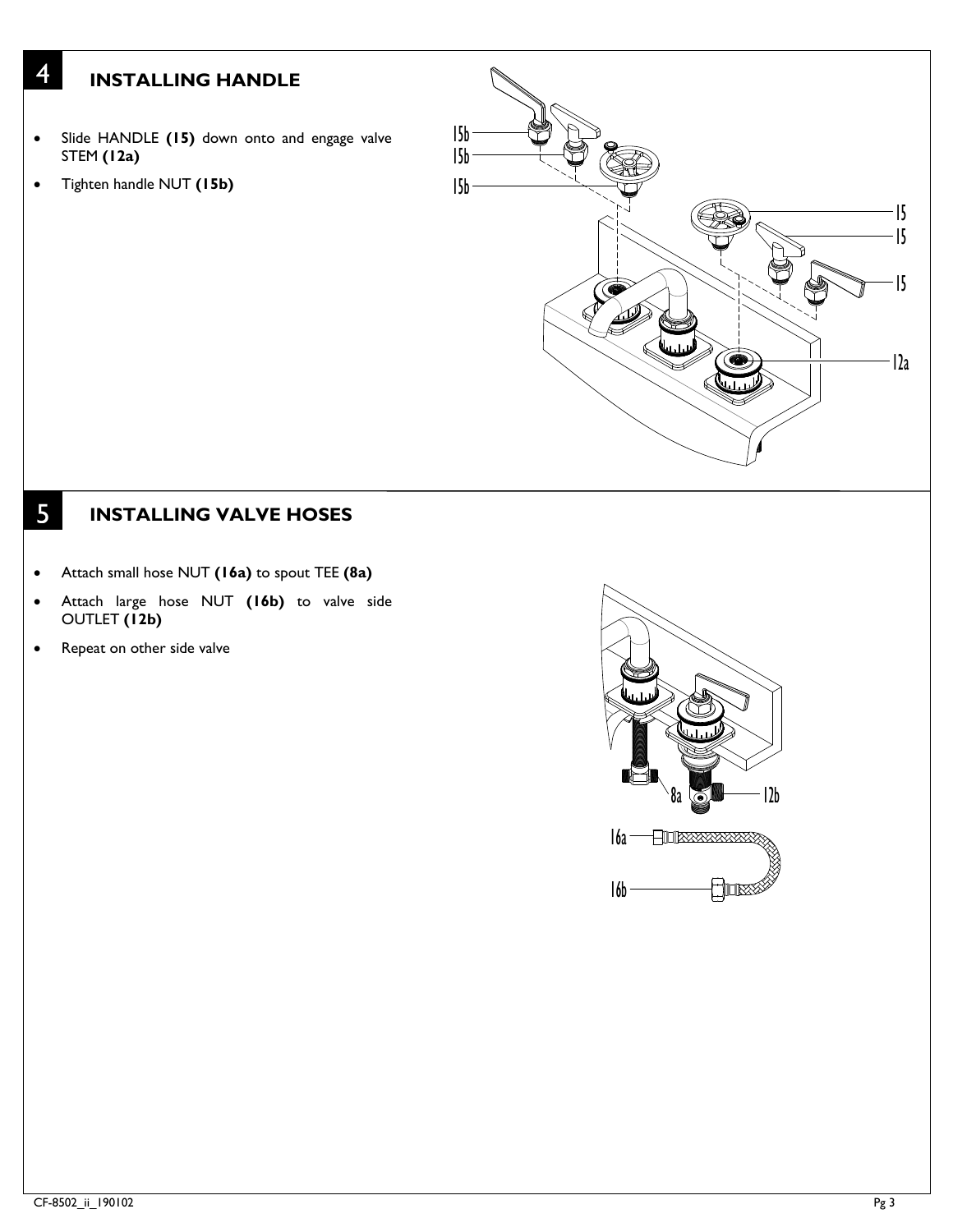## 4 INSTALLING HANDLE

- Slide HANDLE **(15)** down onto and engage valve STEM **(12a)**
- Tighten handle NUT **(15b)**

## 5 INSTALLING VALVE HOSES

- Attach small hose NUT **(16a)** to spout TEE **(8a)**
- Attach large hose NUT **(16b)** to valve side OUTLET **(12b)**
- Repeat on other side valve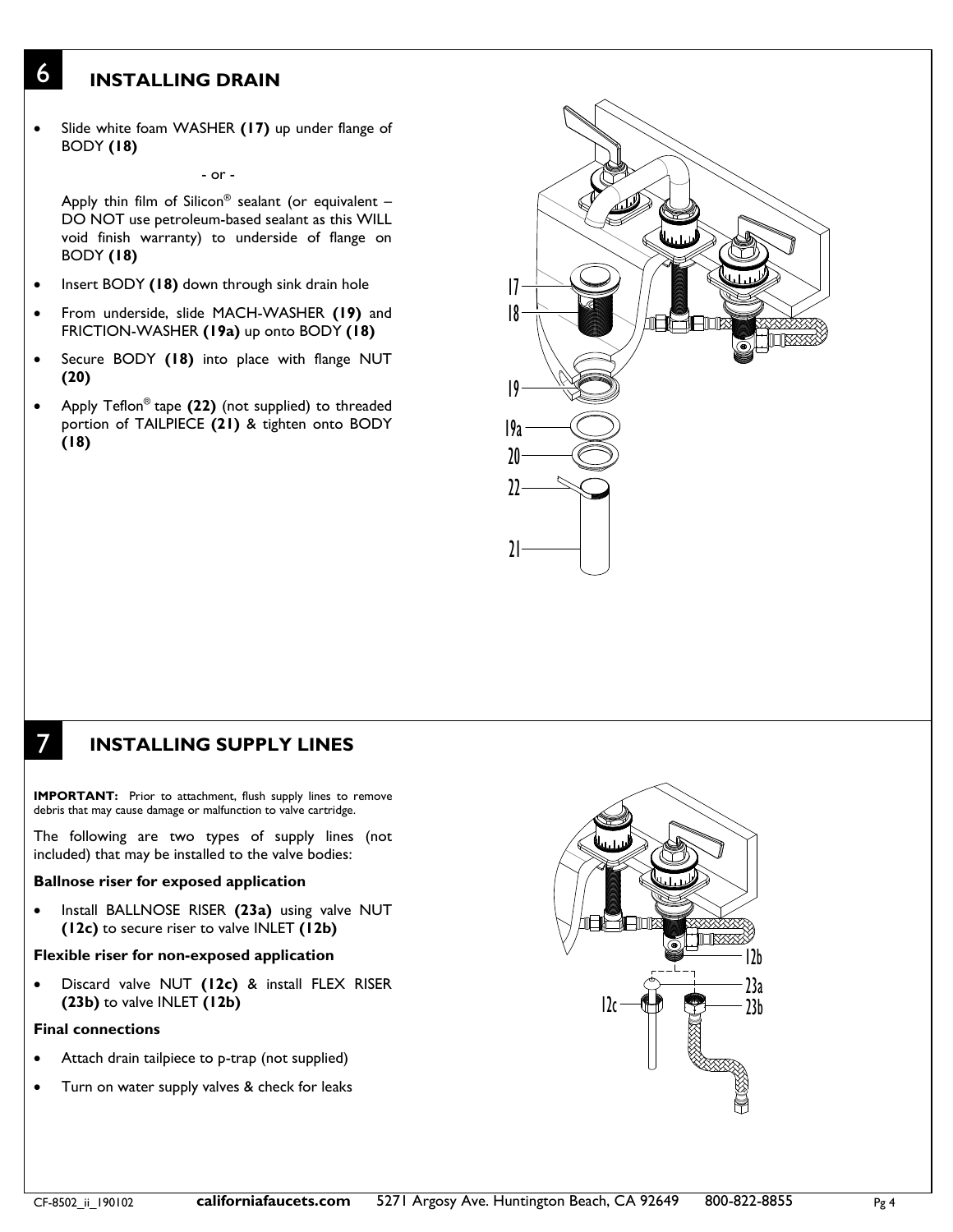## 6 INSTALLING DRAIN

- Slide white foam WASHER **(17)** up under flange of BODY **(18)**

  - or -

  Apply thin film of Silicon® sealant (or equivalent – DO NOT use petroleum-based sealant as this WILL void finish warranty) to underside of flange on BODY **(18)**
- Insert BODY **(18)** down through sink drain hole
- From underside, slide MACH-WASHER **(19)** and FRICTION-WASHER **(19a)** up onto BODY **(18)**
- Secure BODY **(18)** into place with flange NUT **(20)**
- Apply Teflon® tape **(22)** (not supplied) to threaded portion of TAILPIECE **(21)** & tighten onto BODY **(18)**

17
18
19
19a
20
22
21

## 7 INSTALLING SUPPLY LINES

**IMPORTANT:** Prior to attachment, flush supply lines to remove debris that may cause damage or malfunction to valve cartridge.

The following are two types of supply lines (not included) that may be installed to the valve bodies:

**Ballnose riser for exposed application**

- Install BALLNOSE RISER **(23a)** using valve NUT **(12c)** to secure riser to valve INLET **(12b)**

**Flexible riser for non-exposed application**

- Discard valve NUT **(12c)** & install FLEX RISER **(23b)** to valve INLET **(12b)**

**Final connections**

- Attach drain tailpiece to p-trap (not supplied)
- Turn on water supply valves & check for leaks

12b
23a
12c
23b

CF-8502_ii_190102 **californiafaucets.com** 5271 Argosy Ave. Huntington Beach, CA 92649 800-822-8855